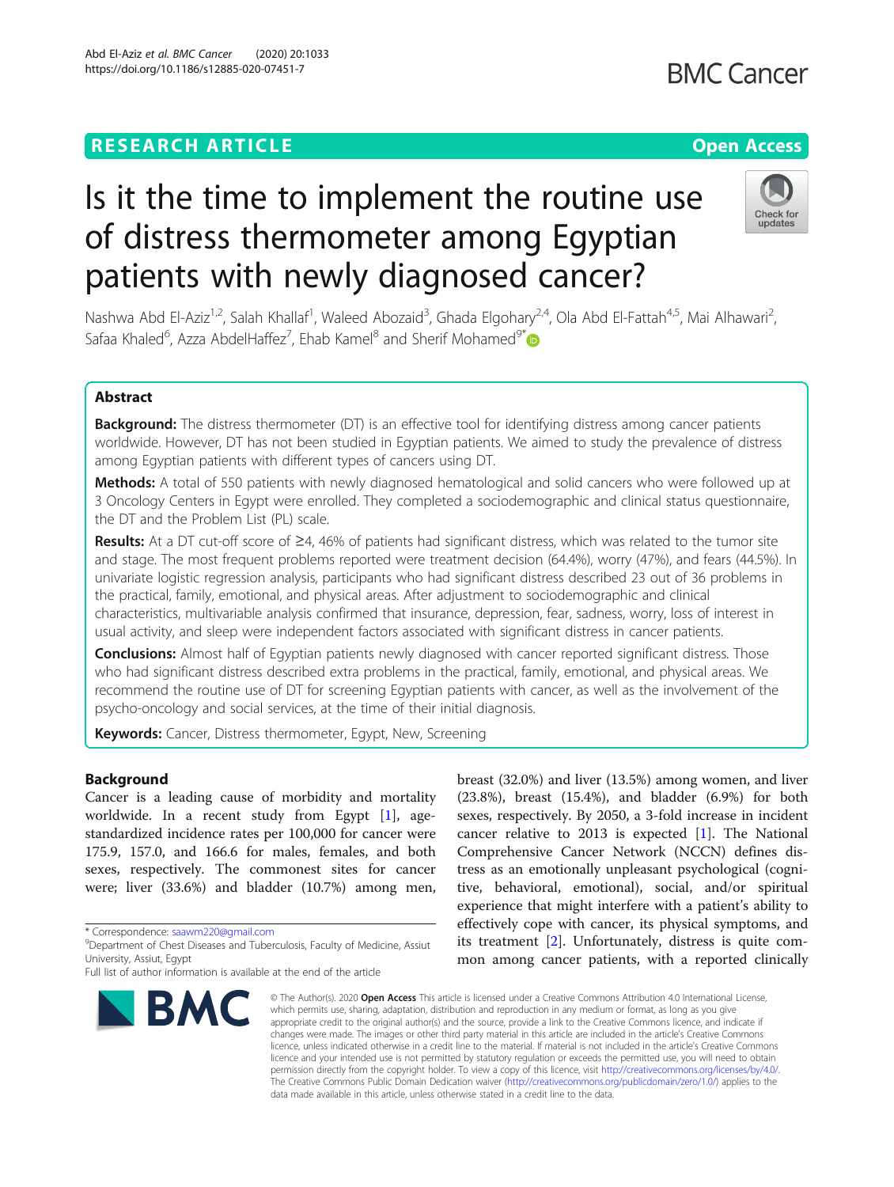RESEARCH ARTICLE

Open Access

# Is it the time to implement the routine use of distress thermometer among Egyptian patients with newly diagnosed cancer?

Nashwa Abd El-Aziz[1,2], Salah Khallaf[1], Waleed Abozaid[3], Ghada Elgohary[2,4], Ola Abd El-Fattah[4,5], Mai Alhawari[2], Safaa Khaled[6], Azza AbdelHaffez[7], Ehab Kamel[8] and Sherif Mohamed[9*]

## Abstract

**Background:** The distress thermometer (DT) is an effective tool for identifying distress among cancer patients worldwide. However, DT has not been studied in Egyptian patients. We aimed to study the prevalence of distress among Egyptian patients with different types of cancers using DT.

**Methods:** A total of 550 patients with newly diagnosed hematological and solid cancers who were followed up at 3 Oncology Centers in Egypt were enrolled. They completed a sociodemographic and clinical status questionnaire, the DT and the Problem List (PL) scale.

**Results:** At a DT cut-off score of ≥4, 46% of patients had significant distress, which was related to the tumor site and stage. The most frequent problems reported were treatment decision (64.4%), worry (47%), and fears (44.5%). In univariate logistic regression analysis, participants who had significant distress described 23 out of 36 problems in the practical, family, emotional, and physical areas. After adjustment to sociodemographic and clinical characteristics, multivariable analysis confirmed that insurance, depression, fear, sadness, worry, loss of interest in usual activity, and sleep were independent factors associated with significant distress in cancer patients.

**Conclusions:** Almost half of Egyptian patients newly diagnosed with cancer reported significant distress. Those who had significant distress described extra problems in the practical, family, emotional, and physical areas. We recommend the routine use of DT for screening Egyptian patients with cancer, as well as the involvement of the psycho-oncology and social services, at the time of their initial diagnosis.

**Keywords:** Cancer, Distress thermometer, Egypt, New, Screening

## Background

Cancer is a leading cause of morbidity and mortality worldwide. In a recent study from Egypt [1], age-standardized incidence rates per 100,000 for cancer were 175.9, 157.0, and 166.6 for males, females, and both sexes, respectively. The commonest sites for cancer were; liver (33.6%) and bladder (10.7%) among men, breast (32.0%) and liver (13.5%) among women, and liver (23.8%), breast (15.4%), and bladder (6.9%) for both sexes, respectively. By 2050, a 3-fold increase in incident cancer relative to 2013 is expected [1]. The National Comprehensive Cancer Network (NCCN) defines distress as an emotionally unpleasant psychological (cognitive, behavioral, emotional), social, and/or spiritual experience that might interfere with a patient's ability to effectively cope with cancer, its physical symptoms, and its treatment [2]. Unfortunately, distress is quite common among cancer patients, with a reported clinically

\* Correspondence: saawm220@gmail.com
[9]Department of Chest Diseases and Tuberculosis, Faculty of Medicine, Assiut University, Assiut, Egypt
Full list of author information is available at the end of the article

© The Author(s). 2020 **Open Access** This article is licensed under a Creative Commons Attribution 4.0 International License, which permits use, sharing, adaptation, distribution and reproduction in any medium or format, as long as you give appropriate credit to the original author(s) and the source, provide a link to the Creative Commons licence, and indicate if changes were made. The images or other third party material in this article are included in the article's Creative Commons licence, unless indicated otherwise in a credit line to the material. If material is not included in the article's Creative Commons licence and your intended use is not permitted by statutory regulation or exceeds the permitted use, you will need to obtain permission directly from the copyright holder. To view a copy of this licence, visit http://creativecommons.org/licenses/by/4.0/. The Creative Commons Public Domain Dedication waiver (http://creativecommons.org/publicdomain/zero/1.0/) applies to the data made available in this article, unless otherwise stated in a credit line to the data.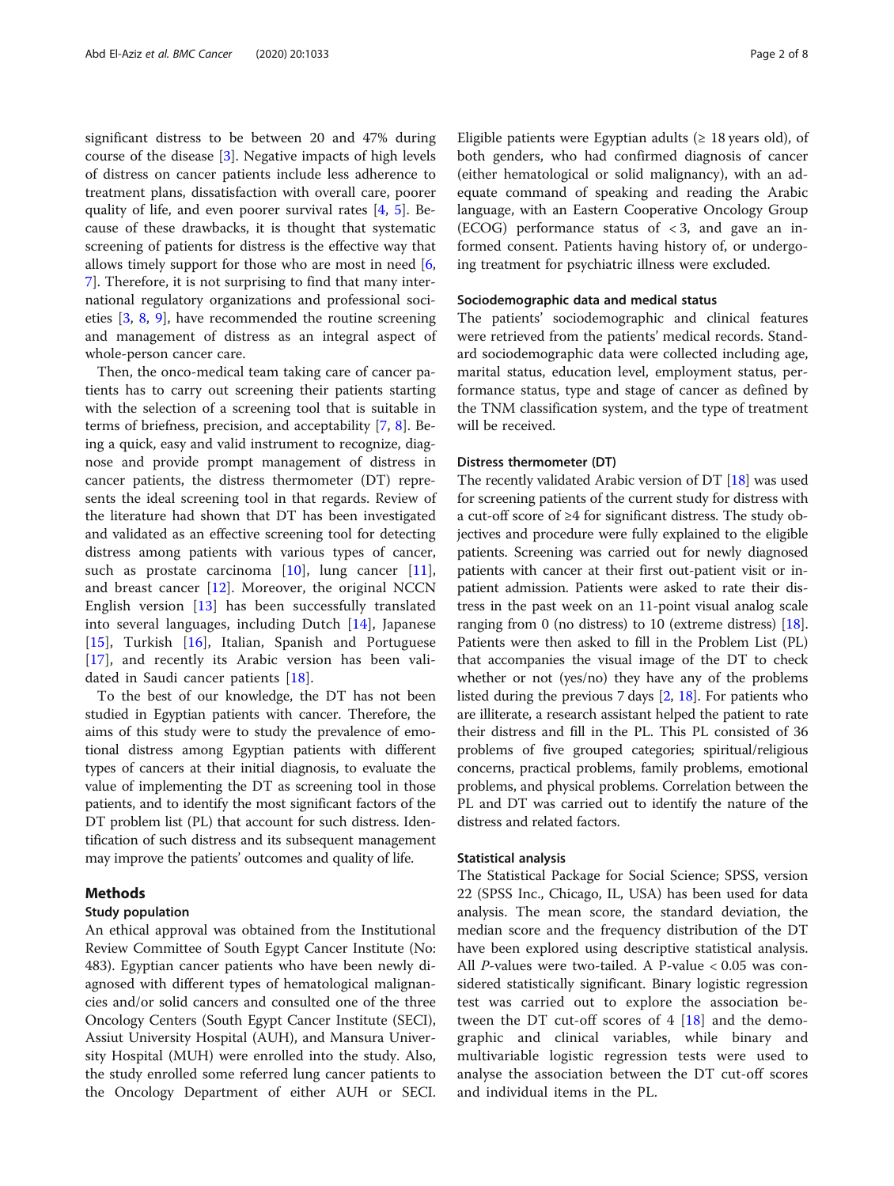significant distress to be between 20 and 47% during course of the disease [3]. Negative impacts of high levels of distress on cancer patients include less adherence to treatment plans, dissatisfaction with overall care, poorer quality of life, and even poorer survival rates [4, 5]. Because of these drawbacks, it is thought that systematic screening of patients for distress is the effective way that allows timely support for those who are most in need [6, 7]. Therefore, it is not surprising to find that many international regulatory organizations and professional societies [3, 8, 9], have recommended the routine screening and management of distress as an integral aspect of whole-person cancer care.

Then, the onco-medical team taking care of cancer patients has to carry out screening their patients starting with the selection of a screening tool that is suitable in terms of briefness, precision, and acceptability [7, 8]. Being a quick, easy and valid instrument to recognize, diagnose and provide prompt management of distress in cancer patients, the distress thermometer (DT) represents the ideal screening tool in that regards. Review of the literature had shown that DT has been investigated and validated as an effective screening tool for detecting distress among patients with various types of cancer, such as prostate carcinoma [10], lung cancer [11], and breast cancer [12]. Moreover, the original NCCN English version [13] has successfully translated into several languages, including Dutch [14], Japanese [15], Turkish [16], Italian, Spanish and Portuguese [17], and recently its Arabic version has been validated in Saudi cancer patients [18].

To the best of our knowledge, the DT has not been studied in Egyptian patients with cancer. Therefore, the aims of this study were to study the prevalence of emotional distress among Egyptian patients with different types of cancers at their initial diagnosis, to evaluate the value of implementing the DT as screening tool in those patients, and to identify the most significant factors of the DT problem list (PL) that account for such distress. Identification of such distress and its subsequent management may improve the patients' outcomes and quality of life.

## Methods

### Study population

An ethical approval was obtained from the Institutional Review Committee of South Egypt Cancer Institute (No: 483). Egyptian cancer patients who have been newly diagnosed with different types of hematological malignancies and/or solid cancers and consulted one of the three Oncology Centers (South Egypt Cancer Institute (SECI), Assiut University Hospital (AUH), and Mansura University Hospital (MUH) were enrolled into the study. Also, the study enrolled some referred lung cancer patients to the Oncology Department of either AUH or SECI. Eligible patients were Egyptian adults (≥ 18 years old), of both genders, who had confirmed diagnosis of cancer (either hematological or solid malignancy), with an adequate command of speaking and reading the Arabic language, with an Eastern Cooperative Oncology Group (ECOG) performance status of < 3, and gave an informed consent. Patients having history of, or undergoing treatment for psychiatric illness were excluded.

### Sociodemographic data and medical status

The patients' sociodemographic and clinical features were retrieved from the patients' medical records. Standard sociodemographic data were collected including age, marital status, education level, employment status, performance status, type and stage of cancer as defined by the TNM classification system, and the type of treatment will be received.

### Distress thermometer (DT)

The recently validated Arabic version of DT [18] was used for screening patients of the current study for distress with a cut-off score of ≥4 for significant distress. The study objectives and procedure were fully explained to the eligible patients. Screening was carried out for newly diagnosed patients with cancer at their first out-patient visit or in-patient admission. Patients were asked to rate their distress in the past week on an 11-point visual analog scale ranging from 0 (no distress) to 10 (extreme distress) [18]. Patients were then asked to fill in the Problem List (PL) that accompanies the visual image of the DT to check whether or not (yes/no) they have any of the problems listed during the previous 7 days [2, 18]. For patients who are illiterate, a research assistant helped the patient to rate their distress and fill in the PL. This PL consisted of 36 problems of five grouped categories; spiritual/religious concerns, practical problems, family problems, emotional problems, and physical problems. Correlation between the PL and DT was carried out to identify the nature of the distress and related factors.

### Statistical analysis

The Statistical Package for Social Science; SPSS, version 22 (SPSS Inc., Chicago, IL, USA) has been used for data analysis. The mean score, the standard deviation, the median score and the frequency distribution of the DT have been explored using descriptive statistical analysis. All *P*-values were two-tailed. A P-value < 0.05 was considered statistically significant. Binary logistic regression test was carried out to explore the association between the DT cut-off scores of 4 [18] and the demographic and clinical variables, while binary and multivariable logistic regression tests were used to analyse the association between the DT cut-off scores and individual items in the PL.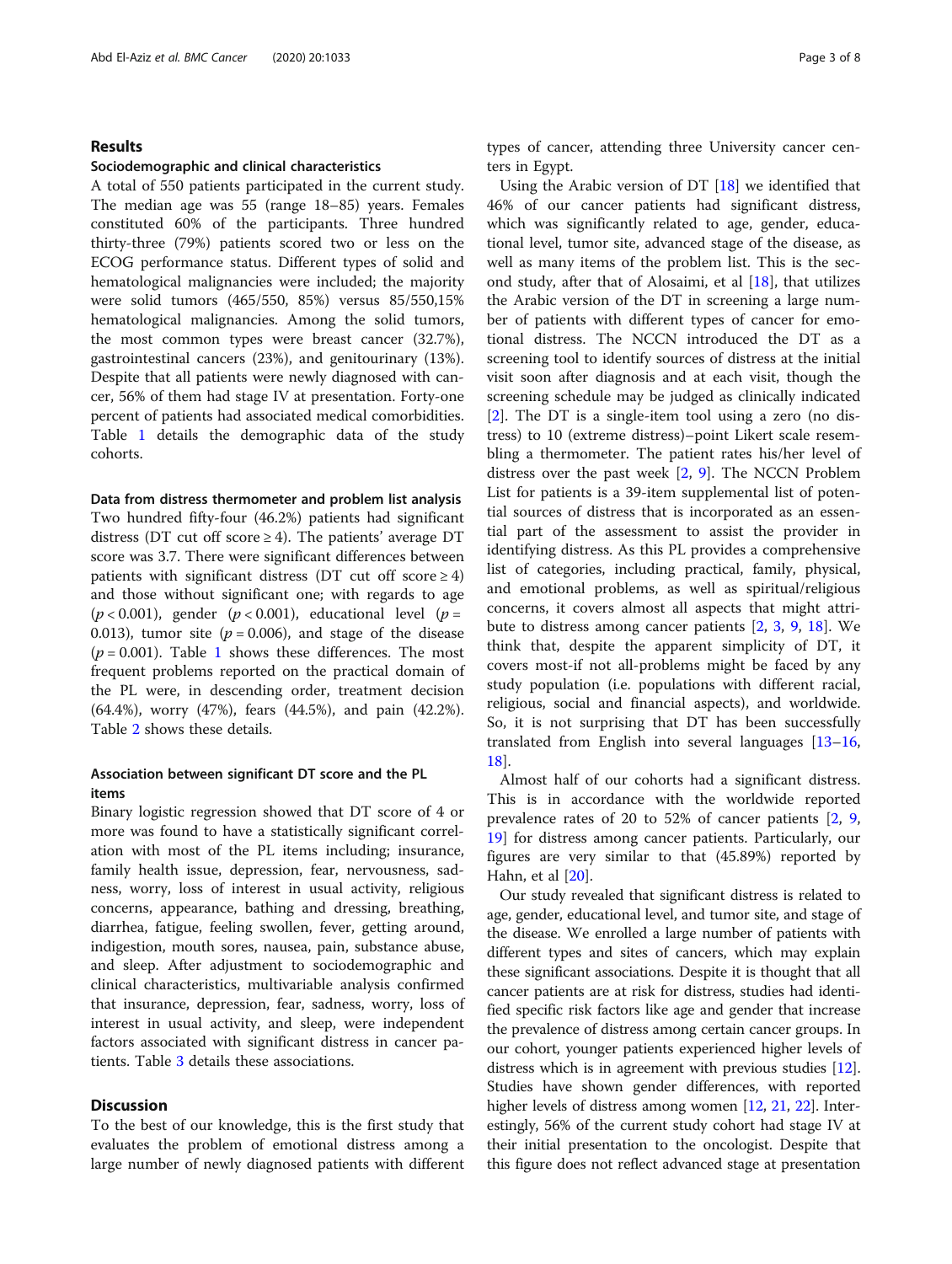## Results

### Sociodemographic and clinical characteristics

A total of 550 patients participated in the current study. The median age was 55 (range 18–85) years. Females constituted 60% of the participants. Three hundred thirty-three (79%) patients scored two or less on the ECOG performance status. Different types of solid and hematological malignancies were included; the majority were solid tumors (465/550, 85%) versus 85/550,15% hematological malignancies. Among the solid tumors, the most common types were breast cancer (32.7%), gastrointestinal cancers (23%), and genitourinary (13%). Despite that all patients were newly diagnosed with cancer, 56% of them had stage IV at presentation. Forty-one percent of patients had associated medical comorbidities. Table 1 details the demographic data of the study cohorts.

### Data from distress thermometer and problem list analysis

Two hundred fifty-four (46.2%) patients had significant distress (DT cut off score ≥ 4). The patients' average DT score was 3.7. There were significant differences between patients with significant distress (DT cut off score ≥ 4) and those without significant one; with regards to age ($p < 0.001$), gender ($p < 0.001$), educational level ($p = 0.013$), tumor site ($p = 0.006$), and stage of the disease ($p = 0.001$). Table 1 shows these differences. The most frequent problems reported on the practical domain of the PL were, in descending order, treatment decision (64.4%), worry (47%), fears (44.5%), and pain (42.2%). Table 2 shows these details.

### Association between significant DT score and the PL items

Binary logistic regression showed that DT score of 4 or more was found to have a statistically significant correlation with most of the PL items including; insurance, family health issue, depression, fear, nervousness, sadness, worry, loss of interest in usual activity, religious concerns, appearance, bathing and dressing, breathing, diarrhea, fatigue, feeling swollen, fever, getting around, indigestion, mouth sores, nausea, pain, substance abuse, and sleep. After adjustment to sociodemographic and clinical characteristics, multivariable analysis confirmed that insurance, depression, fear, sadness, worry, loss of interest in usual activity, and sleep, were independent factors associated with significant distress in cancer patients. Table 3 details these associations.

## Discussion

To the best of our knowledge, this is the first study that evaluates the problem of emotional distress among a large number of newly diagnosed patients with different types of cancer, attending three University cancer centers in Egypt.

Using the Arabic version of DT [18] we identified that 46% of our cancer patients had significant distress, which was significantly related to age, gender, educational level, tumor site, advanced stage of the disease, as well as many items of the problem list. This is the second study, after that of Alosaimi, et al [18], that utilizes the Arabic version of the DT in screening a large number of patients with different types of cancer for emotional distress. The NCCN introduced the DT as a screening tool to identify sources of distress at the initial visit soon after diagnosis and at each visit, though the screening schedule may be judged as clinically indicated [2]. The DT is a single-item tool using a zero (no distress) to 10 (extreme distress)–point Likert scale resembling a thermometer. The patient rates his/her level of distress over the past week [2, 9]. The NCCN Problem List for patients is a 39-item supplemental list of potential sources of distress that is incorporated as an essential part of the assessment to assist the provider in identifying distress. As this PL provides a comprehensive list of categories, including practical, family, physical, and emotional problems, as well as spiritual/religious concerns, it covers almost all aspects that might attribute to distress among cancer patients [2, 3, 9, 18]. We think that, despite the apparent simplicity of DT, it covers most-if not all-problems might be faced by any study population (i.e. populations with different racial, religious, social and financial aspects), and worldwide. So, it is not surprising that DT has been successfully translated from English into several languages [13–16, 18].

Almost half of our cohorts had a significant distress. This is in accordance with the worldwide reported prevalence rates of 20 to 52% of cancer patients [2, 9, 19] for distress among cancer patients. Particularly, our figures are very similar to that (45.89%) reported by Hahn, et al [20].

Our study revealed that significant distress is related to age, gender, educational level, and tumor site, and stage of the disease. We enrolled a large number of patients with different types and sites of cancers, which may explain these significant associations. Despite it is thought that all cancer patients are at risk for distress, studies had identified specific risk factors like age and gender that increase the prevalence of distress among certain cancer groups. In our cohort, younger patients experienced higher levels of distress which is in agreement with previous studies [12]. Studies have shown gender differences, with reported higher levels of distress among women [12, 21, 22]. Interestingly, 56% of the current study cohort had stage IV at their initial presentation to the oncologist. Despite that this figure does not reflect advanced stage at presentation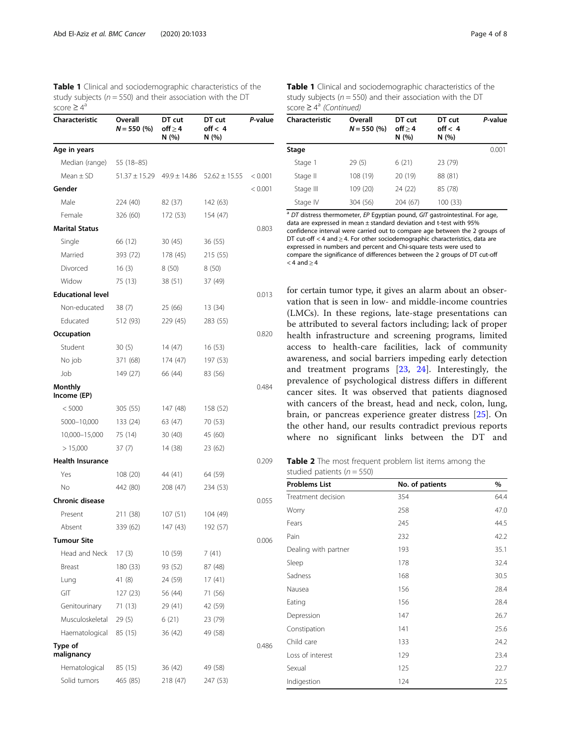**Table 1** Clinical and sociodemographic characteristics of the study subjects ($n = 550$) and their association with the DT score ≥ 4[a]

| Characteristic | Overall N = 550 (%) | DT cut off ≥ 4 N (%) | DT cut off < 4 N (%) | *P*-value |
|---|---|---|---|---|
| **Age in years** | | | | |
| Median (range) | 55 (18–85) | | | |
| Mean ± SD | 51.37 ± 15.29 | 49.9 ± 14.86 | 52.62 ± 15.55 | < 0.001 |
| **Gender** | | | | < 0.001 |
| Male | 224 (40) | 82 (37) | 142 (63) | |
| Female | 326 (60) | 172 (53) | 154 (47) | |
| **Marital Status** | | | | 0.803 |
| Single | 66 (12) | 30 (45) | 36 (55) | |
| Married | 393 (72) | 178 (45) | 215 (55) | |
| Divorced | 16 (3) | 8 (50) | 8 (50) | |
| Widow | 75 (13) | 38 (51) | 37 (49) | |
| **Educational level** | | | | 0.013 |
| Non-educated | 38 (7) | 25 (66) | 13 (34) | |
| Educated | 512 (93) | 229 (45) | 283 (55) | |
| **Occupation** | | | | 0.820 |
| Student | 30 (5) | 14 (47) | 16 (53) | |
| No job | 371 (68) | 174 (47) | 197 (53) | |
| Job | 149 (27) | 66 (44) | 83 (56) | |
| **Monthly Income (EP)** | | | | 0.484 |
| < 5000 | 305 (55) | 147 (48) | 158 (52) | |
| 5000–10,000 | 133 (24) | 63 (47) | 70 (53) | |
| 10,000–15,000 | 75 (14) | 30 (40) | 45 (60) | |
| > 15,000 | 37 (7) | 14 (38) | 23 (62) | |
| **Health Insurance** | | | | 0.209 |
| Yes | 108 (20) | 44 (41) | 64 (59) | |
| No | 442 (80) | 208 (47) | 234 (53) | |
| **Chronic disease** | | | | 0.055 |
| Present | 211 (38) | 107 (51) | 104 (49) | |
| Absent | 339 (62) | 147 (43) | 192 (57) | |
| **Tumour Site** | | | | 0.006 |
| Head and Neck | 17 (3) | 10 (59) | 7 (41) | |
| Breast | 180 (33) | 93 (52) | 87 (48) | |
| Lung | 41 (8) | 24 (59) | 17 (41) | |
| GIT | 127 (23) | 56 (44) | 71 (56) | |
| Genitourinary | 71 (13) | 29 (41) | 42 (59) | |
| Musculoskeletal | 29 (5) | 6 (21) | 23 (79) | |
| Haematological | 85 (15) | 36 (42) | 49 (58) | |
| **Type of malignancy** | | | | 0.486 |
| Hematological | 85 (15) | 36 (42) | 49 (58) | |
| Solid tumors | 465 (85) | 218 (47) | 247 (53) | |
| **Stage** | | | | 0.001 |
| Stage 1 | 29 (5) | 6 (21) | 23 (79) | |
| Stage II | 108 (19) | 20 (19) | 88 (81) | |
| Stage III | 109 (20) | 24 (22) | 85 (78) | |
| Stage IV | 304 (56) | 204 (67) | 100 (33) | |

[a] *DT* distress thermometer, *EP* Egyptian pound, *GIT* gastrointestinal. For age, data are expressed in mean ± standard deviation and t-test with 95% confidence interval were carried out to compare age between the 2 groups of DT cut-off < 4 and ≥ 4. For other sociodemographic characteristics, data are expressed in numbers and percent and Chi-square tests were used to compare the significance of differences between the 2 groups of DT cut-off < 4 and ≥ 4

for certain tumor type, it gives an alarm about an observation that is seen in low- and middle-income countries (LMCs). In these regions, late-stage presentations can be attributed to several factors including; lack of proper health infrastructure and screening programs, limited access to health-care facilities, lack of community awareness, and social barriers impeding early detection and treatment programs [23, 24]. Interestingly, the prevalence of psychological distress differs in different cancer sites. It was observed that patients diagnosed with cancers of the breast, head and neck, colon, lung, brain, or pancreas experience greater distress [25]. On the other hand, our results contradict previous reports where no significant links between the DT and

**Table 2** The most frequent problem list items among the studied patients ($n = 550$)

| Problems List | No. of patients | % |
|---|---|---|
| Treatment decision | 354 | 64.4 |
| Worry | 258 | 47.0 |
| Fears | 245 | 44.5 |
| Pain | 232 | 42.2 |
| Dealing with partner | 193 | 35.1 |
| Sleep | 178 | 32.4 |
| Sadness | 168 | 30.5 |
| Nausea | 156 | 28.4 |
| Eating | 156 | 28.4 |
| Depression | 147 | 26.7 |
| Constipation | 141 | 25.6 |
| Child care | 133 | 24.2 |
| Loss of interest | 129 | 23.4 |
| Sexual | 125 | 22.7 |
| Indigestion | 124 | 22.5 |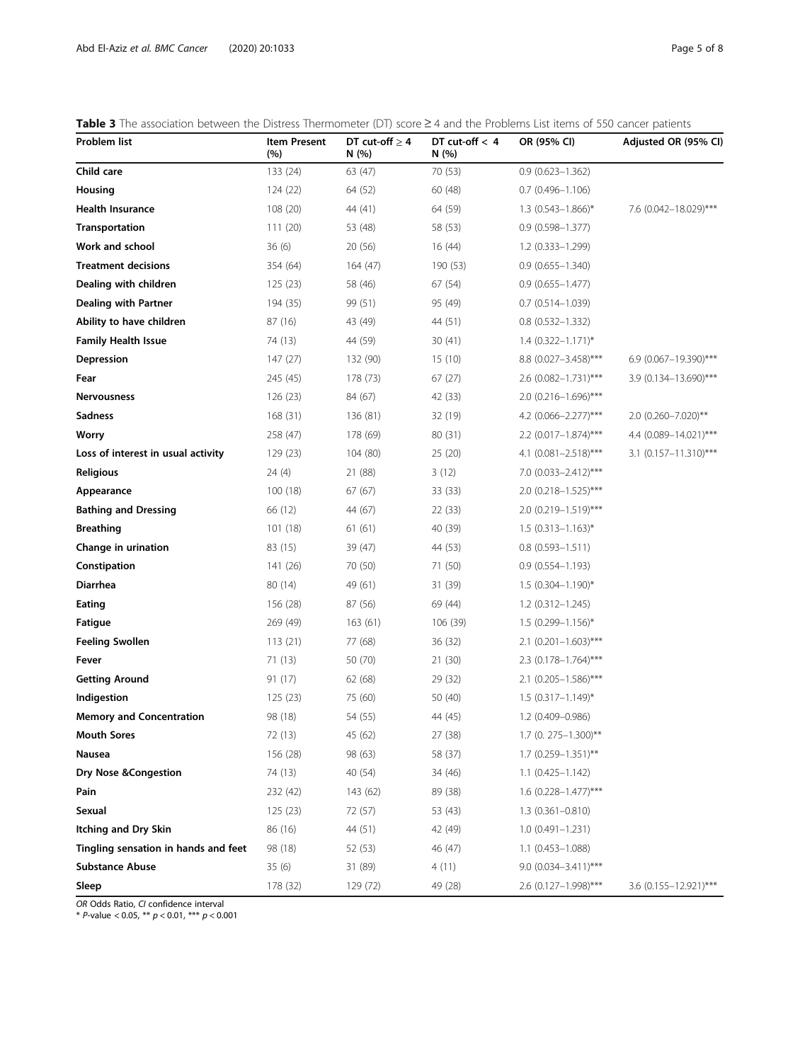**Table 3** The association between the Distress Thermometer (DT) score ≥ 4 and the Problems List items of 550 cancer patients

| Problem list | Item Present (%) | DT cut-off ≥ 4 N (%) | DT cut-off < 4 N (%) | OR (95% CI) | Adjusted OR (95% CI) |
|---|---|---|---|---|---|
| **Child care** | 133 (24) | 63 (47) | 70 (53) | 0.9 (0.623–1.362) | |
| **Housing** | 124 (22) | 64 (52) | 60 (48) | 0.7 (0.496–1.106) | |
| **Health Insurance** | 108 (20) | 44 (41) | 64 (59) | 1.3 (0.543–1.866)* | 7.6 (0.042–18.029)*** |
| **Transportation** | 111 (20) | 53 (48) | 58 (53) | 0.9 (0.598–1.377) | |
| **Work and school** | 36 (6) | 20 (56) | 16 (44) | 1.2 (0.333–1.299) | |
| **Treatment decisions** | 354 (64) | 164 (47) | 190 (53) | 0.9 (0.655–1.340) | |
| **Dealing with children** | 125 (23) | 58 (46) | 67 (54) | 0.9 (0.655–1.477) | |
| **Dealing with Partner** | 194 (35) | 99 (51) | 95 (49) | 0.7 (0.514–1.039) | |
| **Ability to have children** | 87 (16) | 43 (49) | 44 (51) | 0.8 (0.532–1.332) | |
| **Family Health Issue** | 74 (13) | 44 (59) | 30 (41) | 1.4 (0.322–1.171)* | |
| **Depression** | 147 (27) | 132 (90) | 15 (10) | 8.8 (0.027–3.458)*** | 6.9 (0.067–19.390)*** |
| **Fear** | 245 (45) | 178 (73) | 67 (27) | 2.6 (0.082–1.731)*** | 3.9 (0.134–13.690)*** |
| **Nervousness** | 126 (23) | 84 (67) | 42 (33) | 2.0 (0.216–1.696)*** | |
| **Sadness** | 168 (31) | 136 (81) | 32 (19) | 4.2 (0.066–2.277)*** | 2.0 (0.260–7.020)** |
| **Worry** | 258 (47) | 178 (69) | 80 (31) | 2.2 (0.017–1.874)*** | 4.4 (0.089–14.021)*** |
| **Loss of interest in usual activity** | 129 (23) | 104 (80) | 25 (20) | 4.1 (0.081–2.518)*** | 3.1 (0.157–11.310)*** |
| **Religious** | 24 (4) | 21 (88) | 3 (12) | 7.0 (0.033–2.412)*** | |
| **Appearance** | 100 (18) | 67 (67) | 33 (33) | 2.0 (0.218–1.525)*** | |
| **Bathing and Dressing** | 66 (12) | 44 (67) | 22 (33) | 2.0 (0.219–1.519)*** | |
| **Breathing** | 101 (18) | 61 (61) | 40 (39) | 1.5 (0.313–1.163)* | |
| **Change in urination** | 83 (15) | 39 (47) | 44 (53) | 0.8 (0.593–1.511) | |
| **Constipation** | 141 (26) | 70 (50) | 71 (50) | 0.9 (0.554–1.193) | |
| **Diarrhea** | 80 (14) | 49 (61) | 31 (39) | 1.5 (0.304–1.190)* | |
| **Eating** | 156 (28) | 87 (56) | 69 (44) | 1.2 (0.312–1.245) | |
| **Fatigue** | 269 (49) | 163 (61) | 106 (39) | 1.5 (0.299–1.156)* | |
| **Feeling Swollen** | 113 (21) | 77 (68) | 36 (32) | 2.1 (0.201–1.603)*** | |
| **Fever** | 71 (13) | 50 (70) | 21 (30) | 2.3 (0.178–1.764)*** | |
| **Getting Around** | 91 (17) | 62 (68) | 29 (32) | 2.1 (0.205–1.586)*** | |
| **Indigestion** | 125 (23) | 75 (60) | 50 (40) | 1.5 (0.317–1.149)* | |
| **Memory and Concentration** | 98 (18) | 54 (55) | 44 (45) | 1.2 (0.409–0.986) | |
| **Mouth Sores** | 72 (13) | 45 (62) | 27 (38) | 1.7 (0. 275–1.300)** | |
| **Nausea** | 156 (28) | 98 (63) | 58 (37) | 1.7 (0.259–1.351)** | |
| **Dry Nose &Congestion** | 74 (13) | 40 (54) | 34 (46) | 1.1 (0.425–1.142) | |
| **Pain** | 232 (42) | 143 (62) | 89 (38) | 1.6 (0.228–1.477)*** | |
| **Sexual** | 125 (23) | 72 (57) | 53 (43) | 1.3 (0.361–0.810) | |
| **Itching and Dry Skin** | 86 (16) | 44 (51) | 42 (49) | 1.0 (0.491–1.231) | |
| **Tingling sensation in hands and feet** | 98 (18) | 52 (53) | 46 (47) | 1.1 (0.453–1.088) | |
| **Substance Abuse** | 35 (6) | 31 (89) | 4 (11) | 9.0 (0.034–3.411)*** | |
| **Sleep** | 178 (32) | 129 (72) | 49 (28) | 2.6 (0.127–1.998)*** | 3.6 (0.155–12.921)*** |

*OR* Odds Ratio, *CI* confidence interval
* *P*-value < 0.05, ** $p < 0.01$, *** $p < 0.001$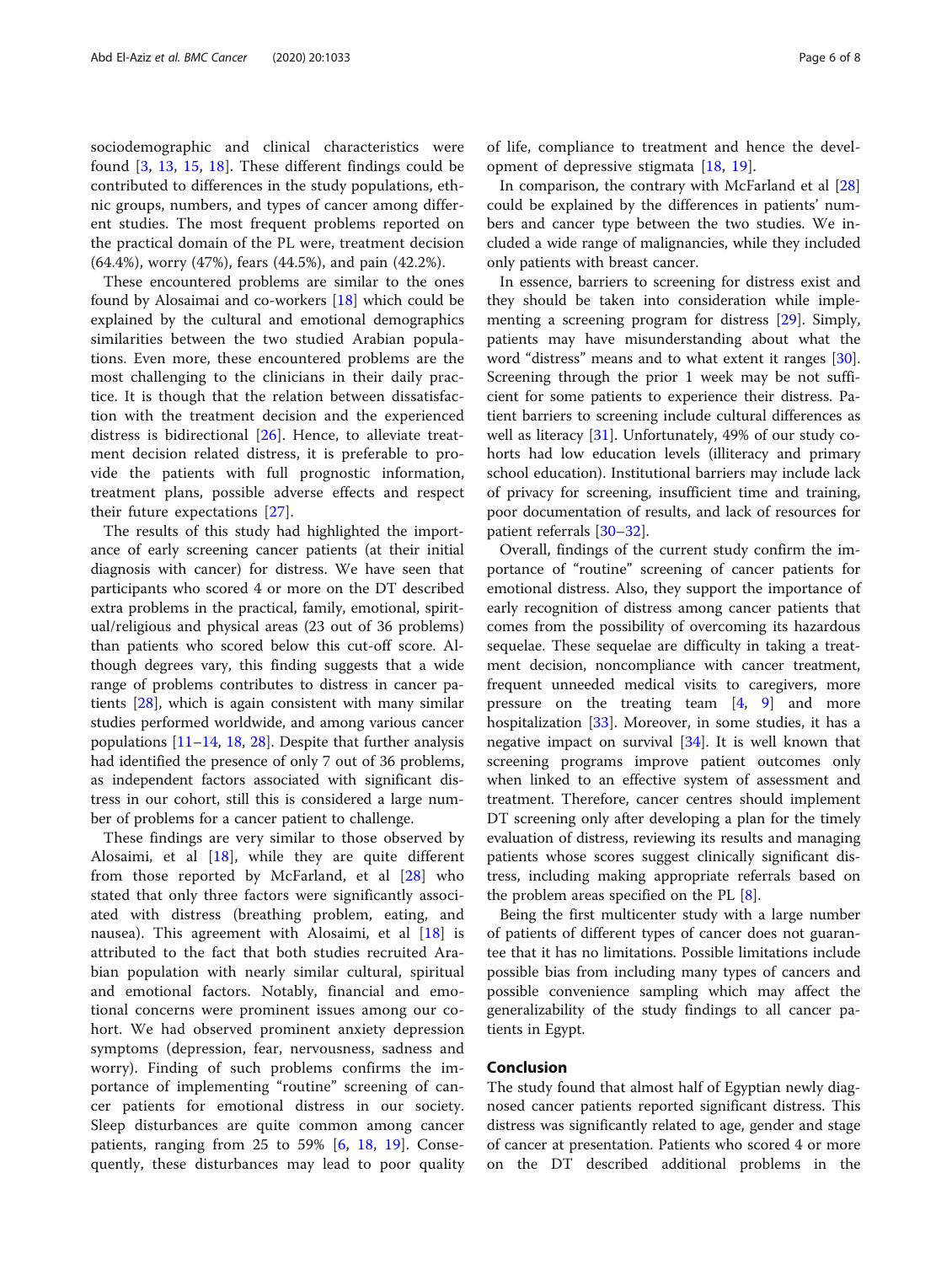sociodemographic and clinical characteristics were found [3, 13, 15, 18]. These different findings could be contributed to differences in the study populations, ethnic groups, numbers, and types of cancer among different studies. The most frequent problems reported on the practical domain of the PL were, treatment decision (64.4%), worry (47%), fears (44.5%), and pain (42.2%).

These encountered problems are similar to the ones found by Alosaimai and co-workers [18] which could be explained by the cultural and emotional demographics similarities between the two studied Arabian populations. Even more, these encountered problems are the most challenging to the clinicians in their daily practice. It is though that the relation between dissatisfaction with the treatment decision and the experienced distress is bidirectional [26]. Hence, to alleviate treatment decision related distress, it is preferable to provide the patients with full prognostic information, treatment plans, possible adverse effects and respect their future expectations [27].

The results of this study had highlighted the importance of early screening cancer patients (at their initial diagnosis with cancer) for distress. We have seen that participants who scored 4 or more on the DT described extra problems in the practical, family, emotional, spiritual/religious and physical areas (23 out of 36 problems) than patients who scored below this cut-off score. Although degrees vary, this finding suggests that a wide range of problems contributes to distress in cancer patients [28], which is again consistent with many similar studies performed worldwide, and among various cancer populations [11–14, 18, 28]. Despite that further analysis had identified the presence of only 7 out of 36 problems, as independent factors associated with significant distress in our cohort, still this is considered a large number of problems for a cancer patient to challenge.

These findings are very similar to those observed by Alosaimi, et al [18], while they are quite different from those reported by McFarland, et al [28] who stated that only three factors were significantly associated with distress (breathing problem, eating, and nausea). This agreement with Alosaimi, et al [18] is attributed to the fact that both studies recruited Arabian population with nearly similar cultural, spiritual and emotional factors. Notably, financial and emotional concerns were prominent issues among our cohort. We had observed prominent anxiety depression symptoms (depression, fear, nervousness, sadness and worry). Finding of such problems confirms the importance of implementing "routine" screening of cancer patients for emotional distress in our society. Sleep disturbances are quite common among cancer patients, ranging from 25 to 59% [6, 18, 19]. Consequently, these disturbances may lead to poor quality of life, compliance to treatment and hence the development of depressive stigmata [18, 19].

In comparison, the contrary with McFarland et al [28] could be explained by the differences in patients' numbers and cancer type between the two studies. We included a wide range of malignancies, while they included only patients with breast cancer.

In essence, barriers to screening for distress exist and they should be taken into consideration while implementing a screening program for distress [29]. Simply, patients may have misunderstanding about what the word "distress" means and to what extent it ranges [30]. Screening through the prior 1 week may be not sufficient for some patients to experience their distress. Patient barriers to screening include cultural differences as well as literacy [31]. Unfortunately, 49% of our study cohorts had low education levels (illiteracy and primary school education). Institutional barriers may include lack of privacy for screening, insufficient time and training, poor documentation of results, and lack of resources for patient referrals [30–32].

Overall, findings of the current study confirm the importance of "routine" screening of cancer patients for emotional distress. Also, they support the importance of early recognition of distress among cancer patients that comes from the possibility of overcoming its hazardous sequelae. These sequelae are difficulty in taking a treatment decision, noncompliance with cancer treatment, frequent unneeded medical visits to caregivers, more pressure on the treating team [4, 9] and more hospitalization [33]. Moreover, in some studies, it has a negative impact on survival [34]. It is well known that screening programs improve patient outcomes only when linked to an effective system of assessment and treatment. Therefore, cancer centres should implement DT screening only after developing a plan for the timely evaluation of distress, reviewing its results and managing patients whose scores suggest clinically significant distress, including making appropriate referrals based on the problem areas specified on the PL [8].

Being the first multicenter study with a large number of patients of different types of cancer does not guarantee that it has no limitations. Possible limitations include possible bias from including many types of cancers and possible convenience sampling which may affect the generalizability of the study findings to all cancer patients in Egypt.

## Conclusion

The study found that almost half of Egyptian newly diagnosed cancer patients reported significant distress. This distress was significantly related to age, gender and stage of cancer at presentation. Patients who scored 4 or more on the DT described additional problems in the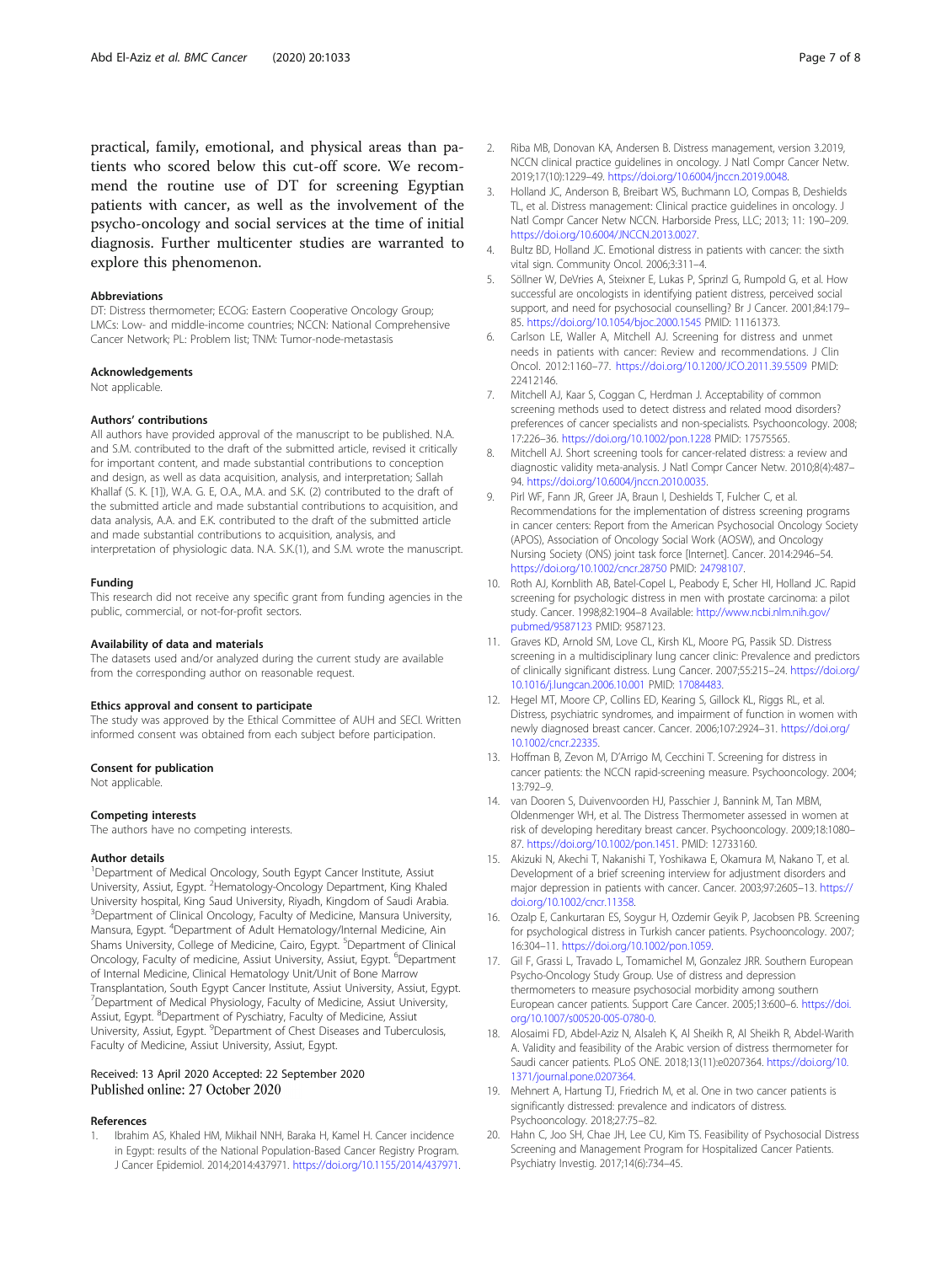practical, family, emotional, and physical areas than patients who scored below this cut-off score. We recommend the routine use of DT for screening Egyptian patients with cancer, as well as the involvement of the psycho-oncology and social services at the time of initial diagnosis. Further multicenter studies are warranted to explore this phenomenon.

#### Abbreviations

DT: Distress thermometer; ECOG: Eastern Cooperative Oncology Group; LMCs: Low- and middle-income countries; NCCN: National Comprehensive Cancer Network; PL: Problem list; TNM: Tumor-node-metastasis

#### Acknowledgements

Not applicable.

#### Authors' contributions

All authors have provided approval of the manuscript to be published. N.A. and S.M. contributed to the draft of the submitted article, revised it critically for important content, and made substantial contributions to conception and design, as well as data acquisition, analysis, and interpretation; Sallah Khallaf (S. K. [1]), W.A. G. E, O.A., M.A. and S.K. (2) contributed to the draft of the submitted article and made substantial contributions to acquisition, and data analysis, A.A. and E.K. contributed to the draft of the submitted article and made substantial contributions to acquisition, analysis, and interpretation of physiologic data. N.A. S.K.(1), and S.M. wrote the manuscript.

#### Funding

This research did not receive any specific grant from funding agencies in the public, commercial, or not-for-profit sectors.

#### Availability of data and materials

The datasets used and/or analyzed during the current study are available from the corresponding author on reasonable request.

#### Ethics approval and consent to participate

The study was approved by the Ethical Committee of AUH and SECI. Written informed consent was obtained from each subject before participation.

#### Consent for publication

Not applicable.

#### Competing interests

The authors have no competing interests.

#### Author details

[1]Department of Medical Oncology, South Egypt Cancer Institute, Assiut University, Assiut, Egypt. [2]Hematology-Oncology Department, King Khaled University hospital, King Saud University, Riyadh, Kingdom of Saudi Arabia. [3]Department of Clinical Oncology, Faculty of Medicine, Mansura University, Mansura, Egypt. [4]Department of Adult Hematology/Internal Medicine, Ain Shams University, College of Medicine, Cairo, Egypt. [5]Department of Clinical Oncology, Faculty of medicine, Assiut University, Assiut, Egypt. [6]Department of Internal Medicine, Clinical Hematology Unit/Unit of Bone Marrow Transplantation, South Egypt Cancer Institute, Assiut University, Assiut, Egypt. [7]Department of Medical Physiology, Faculty of Medicine, Assiut University, Assiut, Egypt. [8]Department of Pyschiatry, Faculty of Medicine, Assiut University, Assiut, Egypt. [9]Department of Chest Diseases and Tuberculosis, Faculty of Medicine, Assiut University, Assiut, Egypt.

Received: 13 April 2020 Accepted: 22 September 2020
Published online: 27 October 2020

#### References

1. Ibrahim AS, Khaled HM, Mikhail NNH, Baraka H, Kamel H. Cancer incidence in Egypt: results of the National Population-Based Cancer Registry Program. J Cancer Epidemiol. 2014;2014:437971. https://doi.org/10.1155/2014/437971.
2. Riba MB, Donovan KA, Andersen B. Distress management, version 3.2019, NCCN clinical practice guidelines in oncology. J Natl Compr Cancer Netw. 2019;17(10):1229–49. https://doi.org/10.6004/jnccn.2019.0048.
3. Holland JC, Anderson B, Breibart WS, Buchmann LO, Compas B, Deshields TL, et al. Distress management: Clinical practice guidelines in oncology. J Natl Compr Cancer Netw NCCN. Harborside Press, LLC; 2013; 11: 190–209. https://doi.org/10.6004/JNCCN.2013.0027.
4. Bultz BD, Holland JC. Emotional distress in patients with cancer: the sixth vital sign. Community Oncol. 2006;3:311–4.
5. Söllner W, DeVries A, Steixner E, Lukas P, Sprinzl G, Rumpold G, et al. How successful are oncologists in identifying patient distress, perceived social support, and need for psychosocial counselling? Br J Cancer. 2001;84:179–85. https://doi.org/10.1054/bjoc.2000.1545 PMID: 11161373.
6. Carlson LE, Waller A, Mitchell AJ. Screening for distress and unmet needs in patients with cancer: Review and recommendations. J Clin Oncol. 2012:1160–77. https://doi.org/10.1200/JCO.2011.39.5509 PMID: 22412146.
7. Mitchell AJ, Kaar S, Coggan C, Herdman J. Acceptability of common screening methods used to detect distress and related mood disorders? preferences of cancer specialists and non-specialists. Psychooncology. 2008; 17:226–36. https://doi.org/10.1002/pon.1228 PMID: 17575565.
8. Mitchell AJ. Short screening tools for cancer-related distress: a review and diagnostic validity meta-analysis. J Natl Compr Cancer Netw. 2010;8(4):487–94. https://doi.org/10.6004/jnccn.2010.0035.
9. Pirl WF, Fann JR, Greer JA, Braun I, Deshields T, Fulcher C, et al. Recommendations for the implementation of distress screening programs in cancer centers: Report from the American Psychosocial Oncology Society (APOS), Association of Oncology Social Work (AOSW), and Oncology Nursing Society (ONS) joint task force [Internet]. Cancer. 2014:2946–54. https://doi.org/10.1002/cncr.28750 PMID: 24798107.
10. Roth AJ, Kornblith AB, Batel-Copel L, Peabody E, Scher HI, Holland JC. Rapid screening for psychologic distress in men with prostate carcinoma: a pilot study. Cancer. 1998;82:1904–8 Available: http://www.ncbi.nlm.nih.gov/pubmed/9587123 PMID: 9587123.
11. Graves KD, Arnold SM, Love CL, Kirsh KL, Moore PG, Passik SD. Distress screening in a multidisciplinary lung cancer clinic: Prevalence and predictors of clinically significant distress. Lung Cancer. 2007;55:215–24. https://doi.org/10.1016/j.lungcan.2006.10.001 PMID: 17084483.
12. Hegel MT, Moore CP, Collins ED, Kearing S, Gillock KL, Riggs RL, et al. Distress, psychiatric syndromes, and impairment of function in women with newly diagnosed breast cancer. Cancer. 2006;107:2924–31. https://doi.org/10.1002/cncr.22335.
13. Hoffman B, Zevon M, D'Arrigo M, Cecchini T. Screening for distress in cancer patients: the NCCN rapid-screening measure. Psychooncology. 2004; 13:792–9.
14. van Dooren S, Duivenvoorden HJ, Passchier J, Bannink M, Tan MBM, Oldenmenger WH, et al. The Distress Thermometer assessed in women at risk of developing hereditary breast cancer. Psychooncology. 2009;18:1080–87. https://doi.org/10.1002/pon.1451. PMID: 12733160.
15. Akizuki N, Akechi T, Nakanishi T, Yoshikawa E, Okamura M, Nakano T, et al. Development of a brief screening interview for adjustment disorders and major depression in patients with cancer. Cancer. 2003;97:2605–13. https://doi.org/10.1002/cncr.11358.
16. Ozalp E, Cankurtaran ES, Soygur H, Ozdemir Geyik P, Jacobsen PB. Screening for psychological distress in Turkish cancer patients. Psychooncology. 2007; 16:304–11. https://doi.org/10.1002/pon.1059.
17. Gil F, Grassi L, Travado L, Tomamichel M, Gonzalez JRR. Southern European Psycho-Oncology Study Group. Use of distress and depression thermometers to measure psychosocial morbidity among southern European cancer patients. Support Care Cancer. 2005;13:600–6. https://doi.org/10.1007/s00520-005-0780-0.
18. Alosaimi FD, Abdel-Aziz N, Alsaleh K, Al Sheikh R, Al Sheikh R, Abdel-Warith A. Validity and feasibility of the Arabic version of distress thermometer for Saudi cancer patients. PLoS ONE. 2018;13(11):e0207364. https://doi.org/10.1371/journal.pone.0207364.
19. Mehnert A, Hartung TJ, Friedrich M, et al. One in two cancer patients is significantly distressed: prevalence and indicators of distress. Psychooncology. 2018;27:75–82.
20. Hahn C, Joo SH, Chae JH, Lee CU, Kim TS. Feasibility of Psychosocial Distress Screening and Management Program for Hospitalized Cancer Patients. Psychiatry Investig. 2017;14(6):734–45.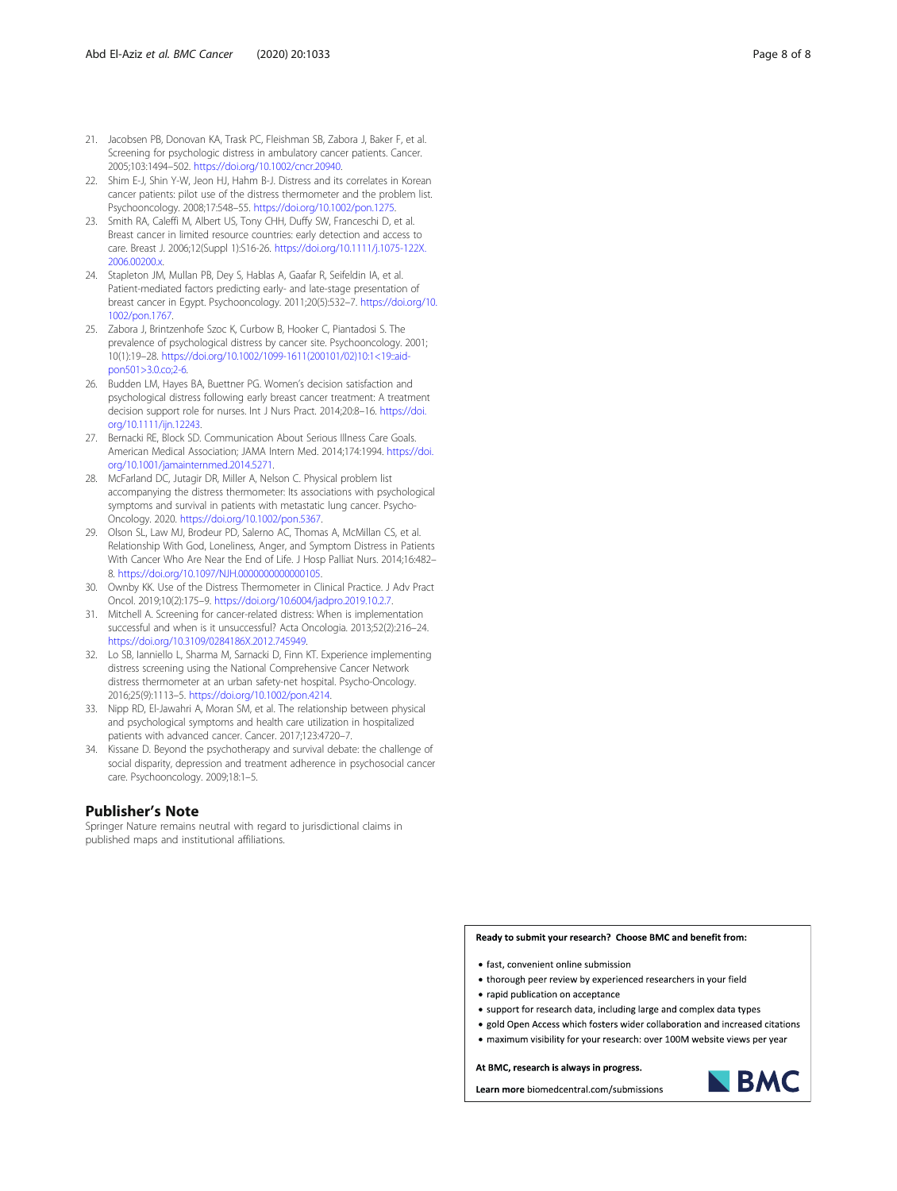21. Jacobsen PB, Donovan KA, Trask PC, Fleishman SB, Zabora J, Baker F, et al. Screening for psychologic distress in ambulatory cancer patients. Cancer. 2005;103:1494–502. https://doi.org/10.1002/cncr.20940.
22. Shim E-J, Shin Y-W, Jeon HJ, Hahm B-J. Distress and its correlates in Korean cancer patients: pilot use of the distress thermometer and the problem list. Psychooncology. 2008;17:548–55. https://doi.org/10.1002/pon.1275.
23. Smith RA, Caleffi M, Albert US, Tony CHH, Duffy SW, Franceschi D, et al. Breast cancer in limited resource countries: early detection and access to care. Breast J. 2006;12(Suppl 1):S16-26. https://doi.org/10.1111/j.1075-122X.2006.00200.x.
24. Stapleton JM, Mullan PB, Dey S, Hablas A, Gaafar R, Seifeldin IA, et al. Patient-mediated factors predicting early- and late-stage presentation of breast cancer in Egypt. Psychooncology. 2011;20(5):532–7. https://doi.org/10.1002/pon.1767.
25. Zabora J, Brintzenhofe Szoc K, Curbow B, Hooker C, Piantadosi S. The prevalence of psychological distress by cancer site. Psychooncology. 2001; 10(1):19–28. https://doi.org/10.1002/1099-1611(200101/02)10:1<19::aid-pon501>3.0.co;2-6.
26. Budden LM, Hayes BA, Buettner PG. Women's decision satisfaction and psychological distress following early breast cancer treatment: A treatment decision support role for nurses. Int J Nurs Pract. 2014;20:8–16. https://doi.org/10.1111/ijn.12243.
27. Bernacki RE, Block SD. Communication About Serious Illness Care Goals. American Medical Association; JAMA Intern Med. 2014;174:1994. https://doi.org/10.1001/jamainternmed.2014.5271.
28. McFarland DC, Jutagir DR, Miller A, Nelson C. Physical problem list accompanying the distress thermometer: Its associations with psychological symptoms and survival in patients with metastatic lung cancer. Psycho-Oncology. 2020. https://doi.org/10.1002/pon.5367.
29. Olson SL, Law MJ, Brodeur PD, Salerno AC, Thomas A, McMillan CS, et al. Relationship With God, Loneliness, Anger, and Symptom Distress in Patients With Cancer Who Are Near the End of Life. J Hosp Palliat Nurs. 2014;16:482–8. https://doi.org/10.1097/NJH.0000000000000105.
30. Ownby KK. Use of the Distress Thermometer in Clinical Practice. J Adv Pract Oncol. 2019;10(2):175–9. https://doi.org/10.6004/jadpro.2019.10.2.7.
31. Mitchell A. Screening for cancer-related distress: When is implementation successful and when is it unsuccessful? Acta Oncologia. 2013;52(2):216–24. https://doi.org/10.3109/0284186X.2012.745949.
32. Lo SB, Ianniello L, Sharma M, Sarnacki D, Finn KT. Experience implementing distress screening using the National Comprehensive Cancer Network distress thermometer at an urban safety-net hospital. Psycho-Oncology. 2016;25(9):1113–5. https://doi.org/10.1002/pon.4214.
33. Nipp RD, El-Jawahri A, Moran SM, et al. The relationship between physical and psychological symptoms and health care utilization in hospitalized patients with advanced cancer. Cancer. 2017;123:4720–7.
34. Kissane D. Beyond the psychotherapy and survival debate: the challenge of social disparity, depression and treatment adherence in psychosocial cancer care. Psychooncology. 2009;18:1–5.

## Publisher's Note

Springer Nature remains neutral with regard to jurisdictional claims in published maps and institutional affiliations.

**Ready to submit your research? Choose BMC and benefit from:**

- fast, convenient online submission
- thorough peer review by experienced researchers in your field
- rapid publication on acceptance
- support for research data, including large and complex data types
- gold Open Access which fosters wider collaboration and increased citations
- maximum visibility for your research: over 100M website views per year

**At BMC, research is always in progress.**

**Learn more** biomedcentral.com/submissions

BMC